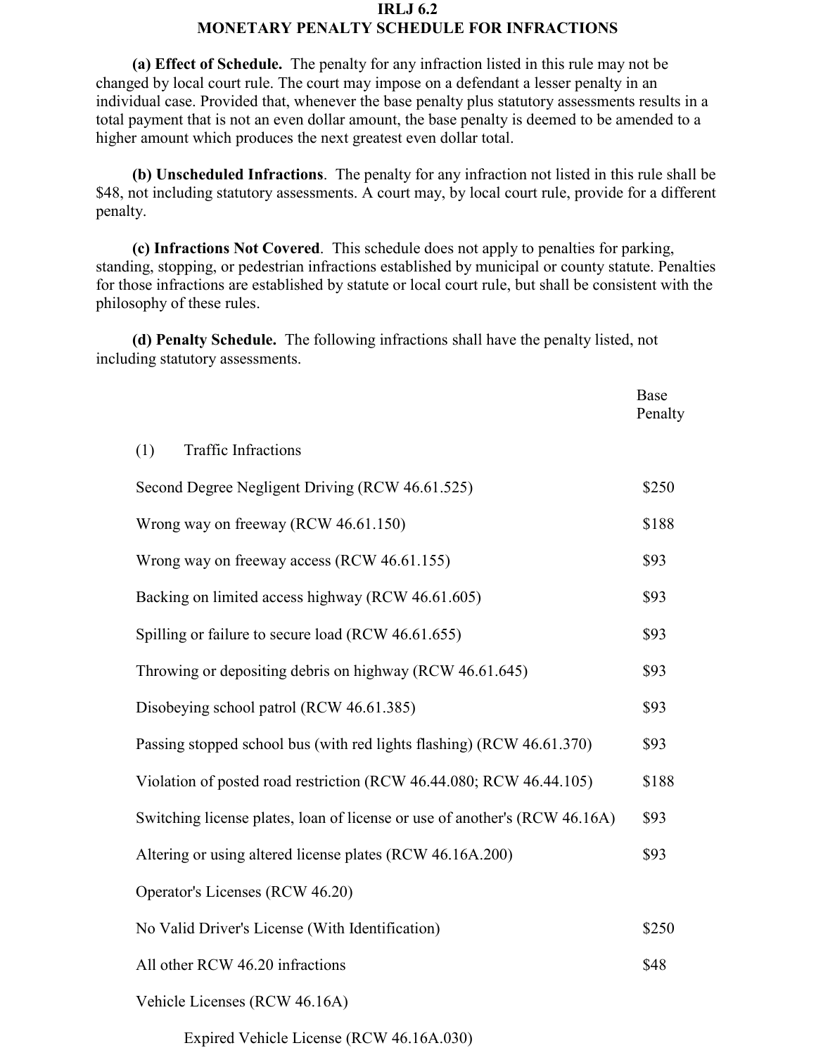# IRLJ 6.2
## MONETARY PENALTY SCHEDULE FOR INFRACTIONS

**(a) Effect of Schedule.** The penalty for any infraction listed in this rule may not be changed by local court rule. The court may impose on a defendant a lesser penalty in an individual case. Provided that, whenever the base penalty plus statutory assessments results in a total payment that is not an even dollar amount, the base penalty is deemed to be amended to a higher amount which produces the next greatest even dollar total.

**(b) Unscheduled Infractions**. The penalty for any infraction not listed in this rule shall be $48, not including statutory assessments. A court may, by local court rule, provide for a different penalty.

**(c) Infractions Not Covered**. This schedule does not apply to penalties for parking, standing, stopping, or pedestrian infractions established by municipal or county statute. Penalties for those infractions are established by statute or local court rule, but shall be consistent with the philosophy of these rules.

**(d) Penalty Schedule.** The following infractions shall have the penalty listed, not including statutory assessments.

| | Base Penalty |
|---|---|
| (1) Traffic Infractions | |
| Second Degree Negligent Driving (RCW 46.61.525) | $250 |
| Wrong way on freeway (RCW 46.61.150) | $188 |
| Wrong way on freeway access (RCW 46.61.155) | $93 |
| Backing on limited access highway (RCW 46.61.605) | $93 |
| Spilling or failure to secure load (RCW 46.61.655) | $93 |
| Throwing or depositing debris on highway (RCW 46.61.645) | $93 |
| Disobeying school patrol (RCW 46.61.385) | $93 |
| Passing stopped school bus (with red lights flashing) (RCW 46.61.370) | $93 |
| Violation of posted road restriction (RCW 46.44.080; RCW 46.44.105) | $188 |
| Switching license plates, loan of license or use of another's (RCW 46.16A) | $93 |
| Altering or using altered license plates (RCW 46.16A.200) | $93 |
| Operator's Licenses (RCW 46.20) | |
| No Valid Driver's License (With Identification) | $250 |
| All other RCW 46.20 infractions | $48 |
| Vehicle Licenses (RCW 46.16A) | |
| Expired Vehicle License (RCW 46.16A.030) | |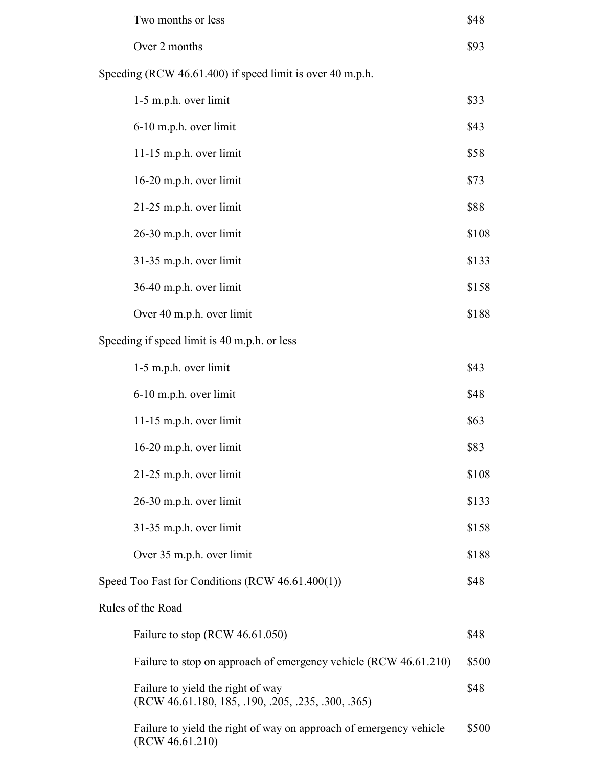| | |
|---|---|
| Two months or less | $48 |
| Over 2 months | $93 |
| **Speeding (RCW 46.61.400) if speed limit is over 40 m.p.h.** | |
| 1-5 m.p.h. over limit | $33 |
| 6-10 m.p.h. over limit | $43 |
| 11-15 m.p.h. over limit | $58 |
| 16-20 m.p.h. over limit | $73 |
| 21-25 m.p.h. over limit | $88 |
| 26-30 m.p.h. over limit | $108 |
| 31-35 m.p.h. over limit | $133 |
| 36-40 m.p.h. over limit | $158 |
| Over 40 m.p.h. over limit | $188 |
| **Speeding if speed limit is 40 m.p.h. or less** | |
| 1-5 m.p.h. over limit | $43 |
| 6-10 m.p.h. over limit | $48 |
| 11-15 m.p.h. over limit | $63 |
| 16-20 m.p.h. over limit | $83 |
| 21-25 m.p.h. over limit | $108 |
| 26-30 m.p.h. over limit | $133 |
| 31-35 m.p.h. over limit | $158 |
| Over 35 m.p.h. over limit | $188 |
| **Speed Too Fast for Conditions (RCW 46.61.400(1))** | $48 |
| **Rules of the Road** | |
| Failure to stop (RCW 46.61.050) | $48 |
| Failure to stop on approach of emergency vehicle (RCW 46.61.210) | $500 |
| Failure to yield the right of way (RCW 46.61.180, 185, .190, .205, .235, .300, .365) | $48 |
| Failure to yield the right of way on approach of emergency vehicle (RCW 46.61.210) | $500 |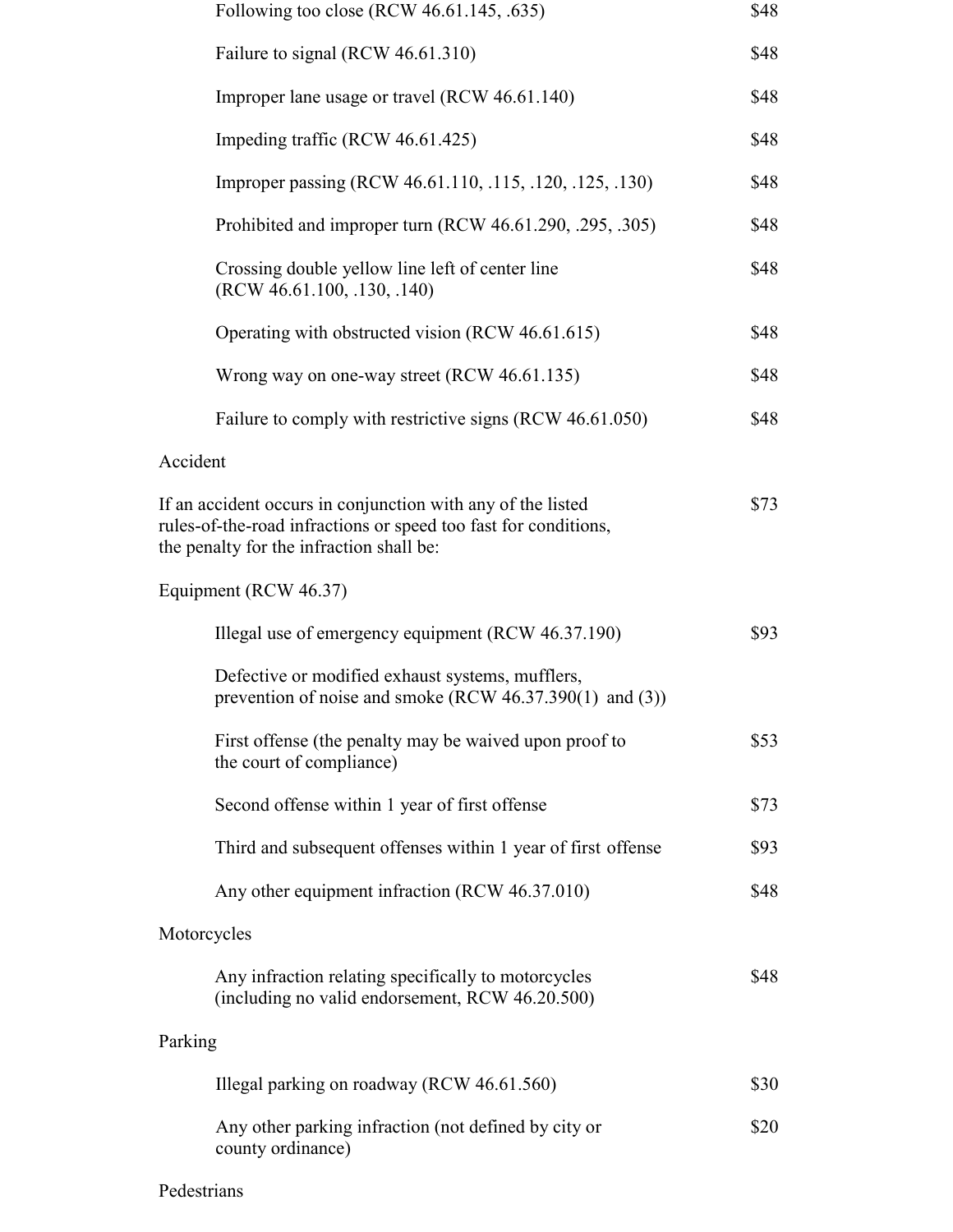| | |
|---|---|
| Following too close (RCW 46.61.145, .635) | $48 |
| Failure to signal (RCW 46.61.310) | $48 |
| Improper lane usage or travel (RCW 46.61.140) | $48 |
| Impeding traffic (RCW 46.61.425) | $48 |
| Improper passing (RCW 46.61.110, .115, .120, .125, .130) | $48 |
| Prohibited and improper turn (RCW 46.61.290, .295, .305) | $48 |
| Crossing double yellow line left of center line (RCW 46.61.100, .130, .140) | $48 |
| Operating with obstructed vision (RCW 46.61.615) | $48 |
| Wrong way on one-way street (RCW 46.61.135) | $48 |
| Failure to comply with restrictive signs (RCW 46.61.050) | $48 |

Accident

| | |
|---|---|
| If an accident occurs in conjunction with any of the listed rules-of-the-road infractions or speed too fast for conditions, the penalty for the infraction shall be: | $73 |

Equipment (RCW 46.37)

| | |
|---|---|
| Illegal use of emergency equipment (RCW 46.37.190) | $93 |
| Defective or modified exhaust systems, mufflers, prevention of noise and smoke (RCW 46.37.390(1) and (3)) | |
| First offense (the penalty may be waived upon proof to the court of compliance) | $53 |
| Second offense within 1 year of first offense | $73 |
| Third and subsequent offenses within 1 year of first offense | $93 |
| Any other equipment infraction (RCW 46.37.010) | $48 |

Motorcycles

| | |
|---|---|
| Any infraction relating specifically to motorcycles (including no valid endorsement, RCW 46.20.500) | $48 |

Parking

| | |
|---|---|
| Illegal parking on roadway (RCW 46.61.560) | $30 |
| Any other parking infraction (not defined by city or county ordinance) | $20 |

Pedestrians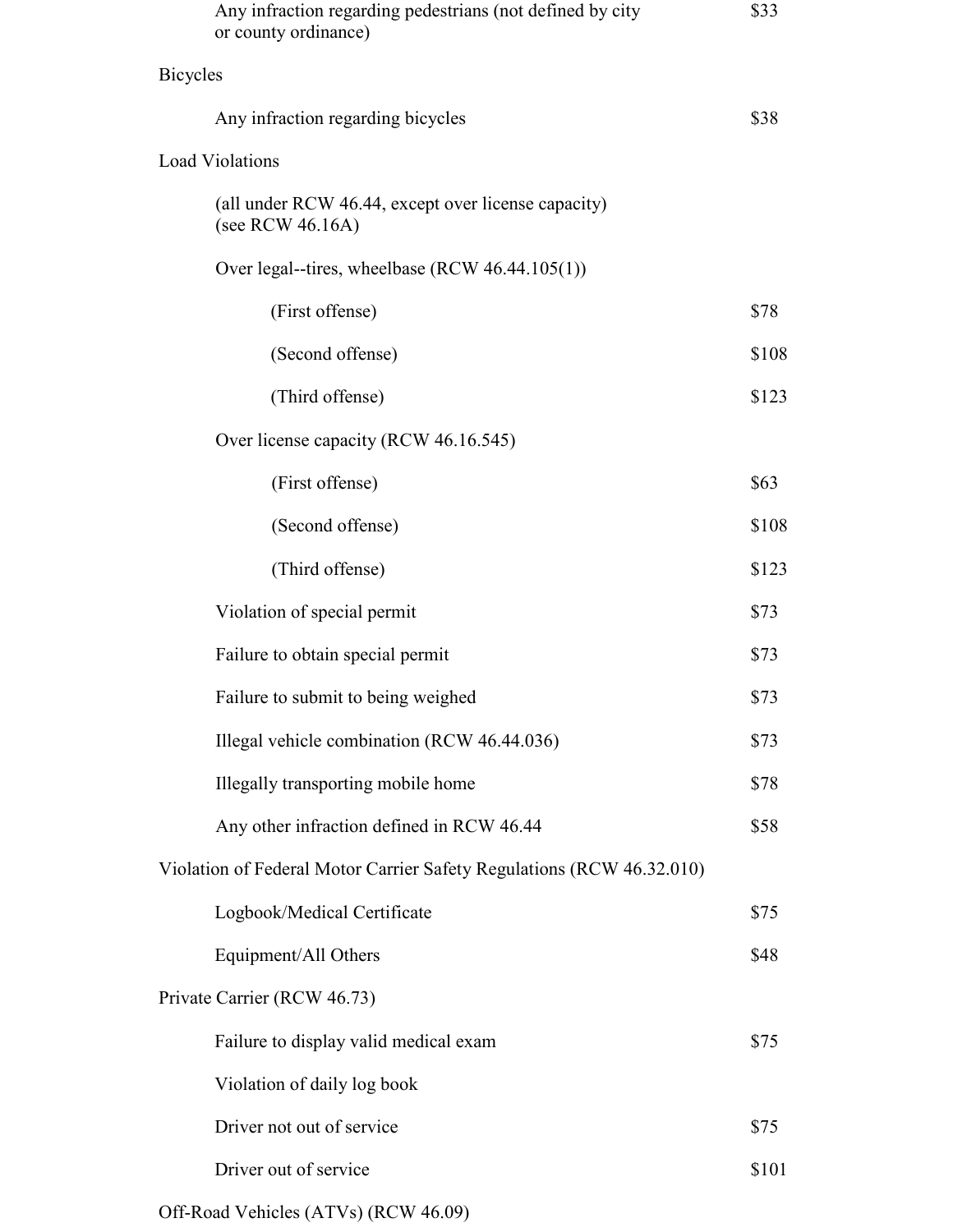| | |
|---|---|
| Any infraction regarding pedestrians (not defined by city or county ordinance) | $33 |
| **Bicycles** | |
| Any infraction regarding bicycles | $38 |
| **Load Violations** | |
| (all under RCW 46.44, except over license capacity) (see RCW 46.16A) | |
| Over legal--tires, wheelbase (RCW 46.44.105(1)) | |
| (First offense) | $78 |
| (Second offense) | $108 |
| (Third offense) | $123 |
| Over license capacity (RCW 46.16.545) | |
| (First offense) | $63 |
| (Second offense) | $108 |
| (Third offense) | $123 |
| Violation of special permit | $73 |
| Failure to obtain special permit | $73 |
| Failure to submit to being weighed | $73 |
| Illegal vehicle combination (RCW 46.44.036) | $73 |
| Illegally transporting mobile home | $78 |
| Any other infraction defined in RCW 46.44 | $58 |
| **Violation of Federal Motor Carrier Safety Regulations (RCW 46.32.010)** | |
| Logbook/Medical Certificate | $75 |
| Equipment/All Others | $48 |
| **Private Carrier (RCW 46.73)** | |
| Failure to display valid medical exam | $75 |
| Violation of daily log book | |
| Driver not out of service | $75 |
| Driver out of service | $101 |
| **Off-Road Vehicles (ATVs) (RCW 46.09)** | |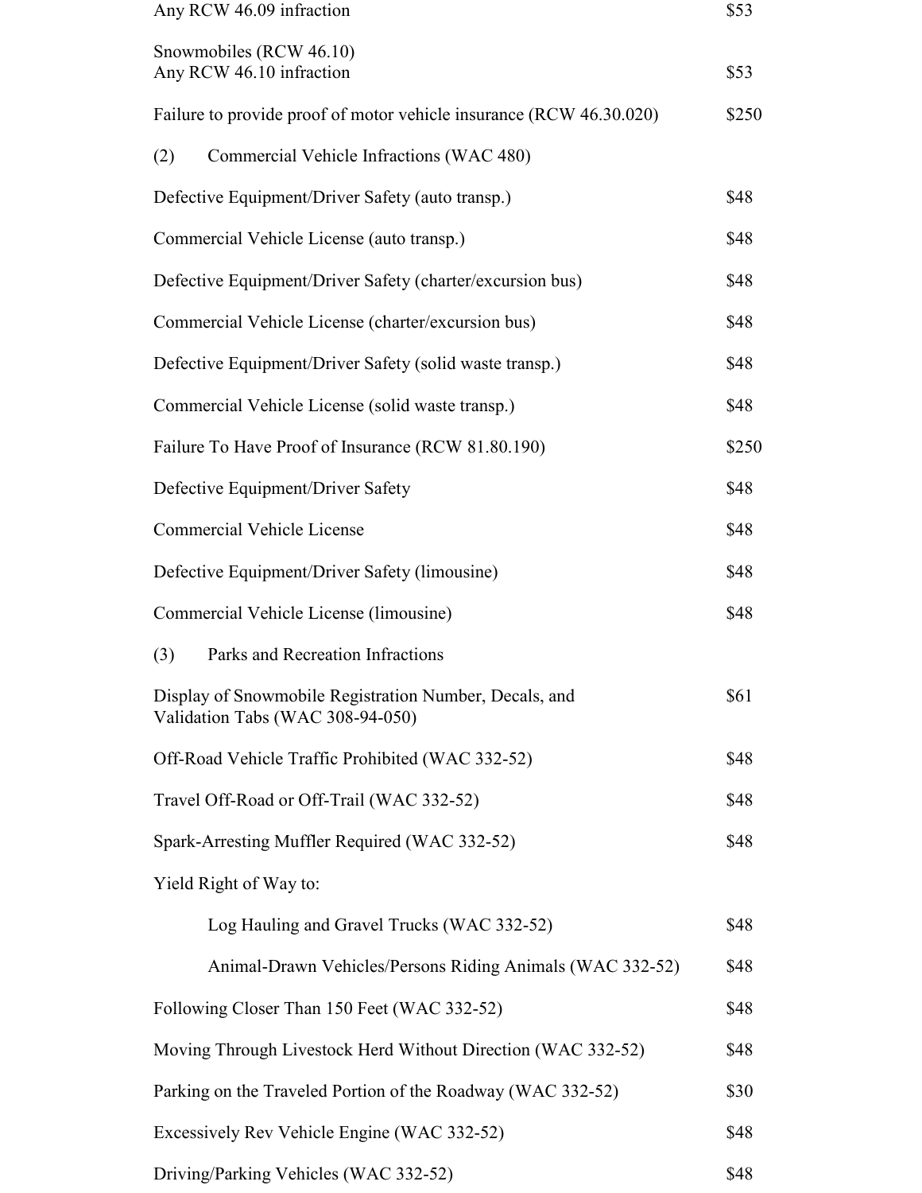| | |
|---|---|
| Any RCW 46.09 infraction | $53 |
| Snowmobiles (RCW 46.10)<br>Any RCW 46.10 infraction | $53 |
| Failure to provide proof of motor vehicle insurance (RCW 46.30.020) | $250 |
| (2) Commercial Vehicle Infractions (WAC 480) | |
| Defective Equipment/Driver Safety (auto transp.) | $48 |
| Commercial Vehicle License (auto transp.) | $48 |
| Defective Equipment/Driver Safety (charter/excursion bus) | $48 |
| Commercial Vehicle License (charter/excursion bus) | $48 |
| Defective Equipment/Driver Safety (solid waste transp.) | $48 |
| Commercial Vehicle License (solid waste transp.) | $48 |
| Failure To Have Proof of Insurance (RCW 81.80.190) | $250 |
| Defective Equipment/Driver Safety | $48 |
| Commercial Vehicle License | $48 |
| Defective Equipment/Driver Safety (limousine) | $48 |
| Commercial Vehicle License (limousine) | $48 |
| (3) Parks and Recreation Infractions | |
| Display of Snowmobile Registration Number, Decals, and Validation Tabs (WAC 308-94-050) | $61 |
| Off-Road Vehicle Traffic Prohibited (WAC 332-52) | $48 |
| Travel Off-Road or Off-Trail (WAC 332-52) | $48 |
| Spark-Arresting Muffler Required (WAC 332-52) | $48 |
| Yield Right of Way to: | |
| Log Hauling and Gravel Trucks (WAC 332-52) | $48 |
| Animal-Drawn Vehicles/Persons Riding Animals (WAC 332-52) | $48 |
| Following Closer Than 150 Feet (WAC 332-52) | $48 |
| Moving Through Livestock Herd Without Direction (WAC 332-52) | $48 |
| Parking on the Traveled Portion of the Roadway (WAC 332-52) | $30 |
| Excessively Rev Vehicle Engine (WAC 332-52) | $48 |
| Driving/Parking Vehicles (WAC 332-52) | $48 |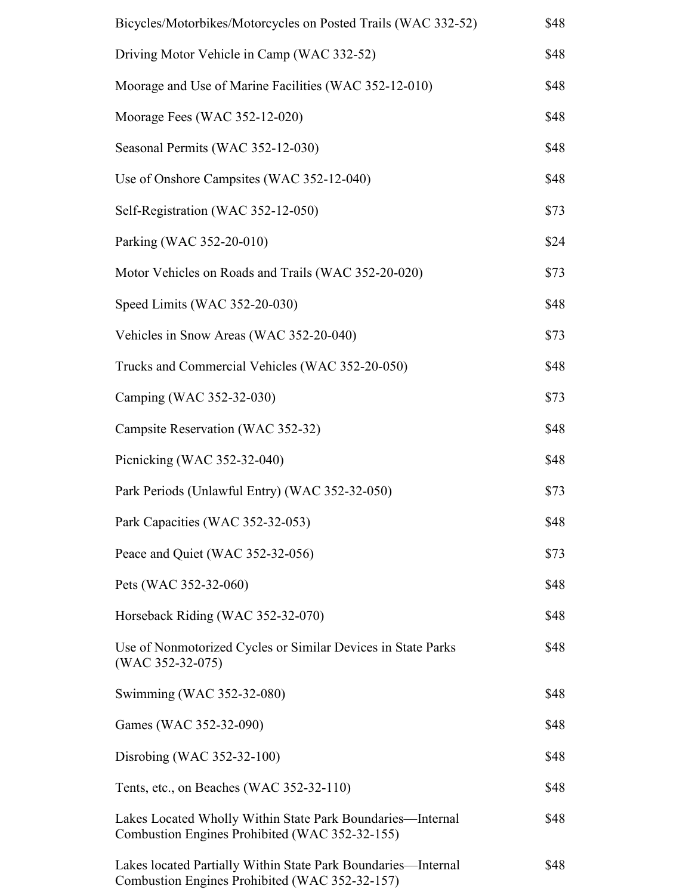| | |
|---|---|
| Bicycles/Motorbikes/Motorcycles on Posted Trails (WAC 332-52) | $48 |
| Driving Motor Vehicle in Camp (WAC 332-52) | $48 |
| Moorage and Use of Marine Facilities (WAC 352-12-010) | $48 |
| Moorage Fees (WAC 352-12-020) | $48 |
| Seasonal Permits (WAC 352-12-030) | $48 |
| Use of Onshore Campsites (WAC 352-12-040) | $48 |
| Self-Registration (WAC 352-12-050) | $73 |
| Parking (WAC 352-20-010) | $24 |
| Motor Vehicles on Roads and Trails (WAC 352-20-020) | $73 |
| Speed Limits (WAC 352-20-030) | $48 |
| Vehicles in Snow Areas (WAC 352-20-040) | $73 |
| Trucks and Commercial Vehicles (WAC 352-20-050) | $48 |
| Camping (WAC 352-32-030) | $73 |
| Campsite Reservation (WAC 352-32) | $48 |
| Picnicking (WAC 352-32-040) | $48 |
| Park Periods (Unlawful Entry) (WAC 352-32-050) | $73 |
| Park Capacities (WAC 352-32-053) | $48 |
| Peace and Quiet (WAC 352-32-056) | $73 |
| Pets (WAC 352-32-060) | $48 |
| Horseback Riding (WAC 352-32-070) | $48 |
| Use of Nonmotorized Cycles or Similar Devices in State Parks (WAC 352-32-075) | $48 |
| Swimming (WAC 352-32-080) | $48 |
| Games (WAC 352-32-090) | $48 |
| Disrobing (WAC 352-32-100) | $48 |
| Tents, etc., on Beaches (WAC 352-32-110) | $48 |
| Lakes Located Wholly Within State Park Boundaries—Internal Combustion Engines Prohibited (WAC 352-32-155) | $48 |
| Lakes located Partially Within State Park Boundaries—Internal Combustion Engines Prohibited (WAC 352-32-157) | $48 |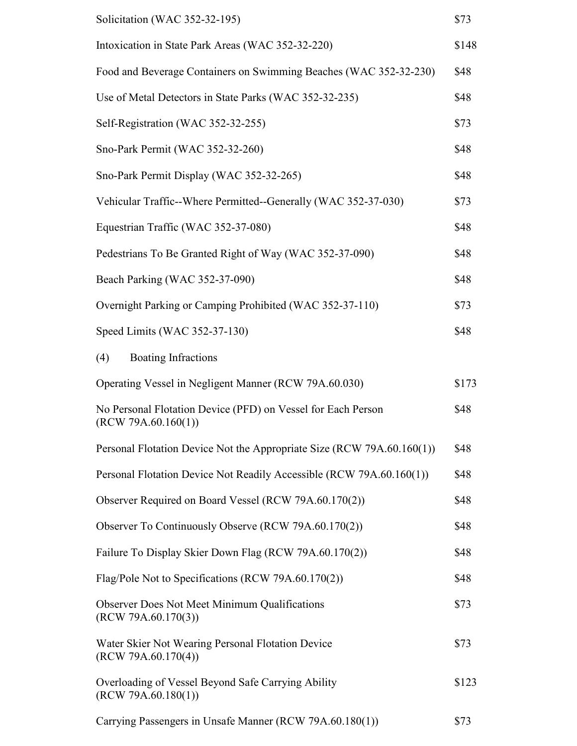| | |
|---|---|
| Solicitation (WAC 352-32-195) | $73 |
| Intoxication in State Park Areas (WAC 352-32-220) | $148 |
| Food and Beverage Containers on Swimming Beaches (WAC 352-32-230) | $48 |
| Use of Metal Detectors in State Parks (WAC 352-32-235) | $48 |
| Self-Registration (WAC 352-32-255) | $73 |
| Sno-Park Permit (WAC 352-32-260) | $48 |
| Sno-Park Permit Display (WAC 352-32-265) | $48 |
| Vehicular Traffic--Where Permitted--Generally (WAC 352-37-030) | $73 |
| Equestrian Traffic (WAC 352-37-080) | $48 |
| Pedestrians To Be Granted Right of Way (WAC 352-37-090) | $48 |
| Beach Parking (WAC 352-37-090) | $48 |
| Overnight Parking or Camping Prohibited (WAC 352-37-110) | $73 |
| Speed Limits (WAC 352-37-130) | $48 |

(4) Boating Infractions

| | |
|---|---|
| Operating Vessel in Negligent Manner (RCW 79A.60.030) | $173 |
| No Personal Flotation Device (PFD) on Vessel for Each Person (RCW 79A.60.160(1)) | $48 |
| Personal Flotation Device Not the Appropriate Size (RCW 79A.60.160(1)) | $48 |
| Personal Flotation Device Not Readily Accessible (RCW 79A.60.160(1)) | $48 |
| Observer Required on Board Vessel (RCW 79A.60.170(2)) | $48 |
| Observer To Continuously Observe (RCW 79A.60.170(2)) | $48 |
| Failure To Display Skier Down Flag (RCW 79A.60.170(2)) | $48 |
| Flag/Pole Not to Specifications (RCW 79A.60.170(2)) | $48 |
| Observer Does Not Meet Minimum Qualifications (RCW 79A.60.170(3)) | $73 |
| Water Skier Not Wearing Personal Flotation Device (RCW 79A.60.170(4)) | $73 |
| Overloading of Vessel Beyond Safe Carrying Ability (RCW 79A.60.180(1)) | $123 |
| Carrying Passengers in Unsafe Manner (RCW 79A.60.180(1)) | $73 |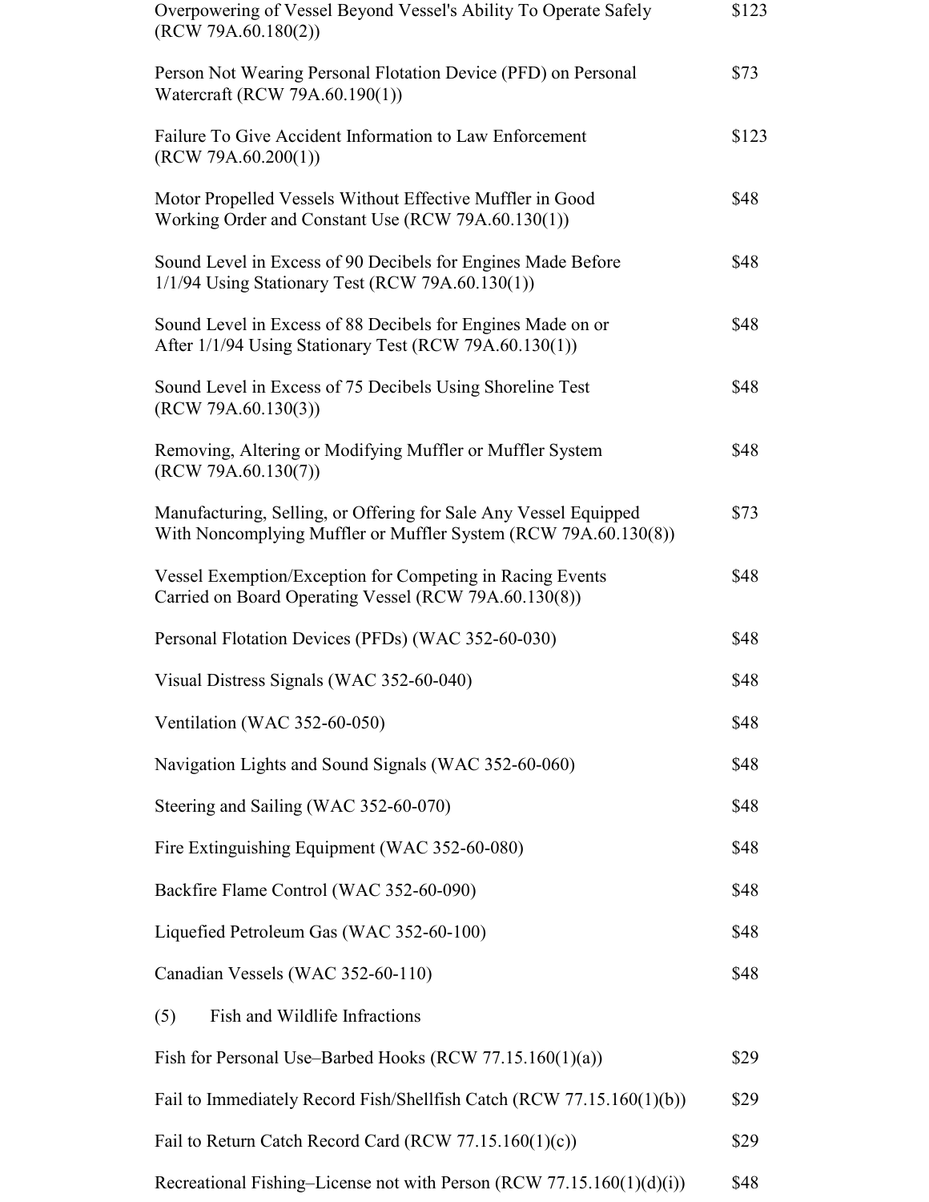| | |
|---|---|
| Overpowering of Vessel Beyond Vessel's Ability To Operate Safely (RCW 79A.60.180(2)) | $123 |
| Person Not Wearing Personal Flotation Device (PFD) on Personal Watercraft (RCW 79A.60.190(1)) | $73 |
| Failure To Give Accident Information to Law Enforcement (RCW 79A.60.200(1)) | $123 |
| Motor Propelled Vessels Without Effective Muffler in Good Working Order and Constant Use (RCW 79A.60.130(1)) | $48 |
| Sound Level in Excess of 90 Decibels for Engines Made Before 1/1/94 Using Stationary Test (RCW 79A.60.130(1)) | $48 |
| Sound Level in Excess of 88 Decibels for Engines Made on or After 1/1/94 Using Stationary Test (RCW 79A.60.130(1)) | $48 |
| Sound Level in Excess of 75 Decibels Using Shoreline Test (RCW 79A.60.130(3)) | $48 |
| Removing, Altering or Modifying Muffler or Muffler System (RCW 79A.60.130(7)) | $48 |
| Manufacturing, Selling, or Offering for Sale Any Vessel Equipped With Noncomplying Muffler or Muffler System (RCW 79A.60.130(8)) | $73 |
| Vessel Exemption/Exception for Competing in Racing Events Carried on Board Operating Vessel (RCW 79A.60.130(8)) | $48 |
| Personal Flotation Devices (PFDs) (WAC 352-60-030) | $48 |
| Visual Distress Signals (WAC 352-60-040) | $48 |
| Ventilation (WAC 352-60-050) | $48 |
| Navigation Lights and Sound Signals (WAC 352-60-060) | $48 |
| Steering and Sailing (WAC 352-60-070) | $48 |
| Fire Extinguishing Equipment (WAC 352-60-080) | $48 |
| Backfire Flame Control (WAC 352-60-090) | $48 |
| Liquefied Petroleum Gas (WAC 352-60-100) | $48 |
| Canadian Vessels (WAC 352-60-110) | $48 |

(5) Fish and Wildlife Infractions

| | |
|---|---|
| Fish for Personal Use–Barbed Hooks (RCW 77.15.160(1)(a)) | $29 |
| Fail to Immediately Record Fish/Shellfish Catch (RCW 77.15.160(1)(b)) | $29 |
| Fail to Return Catch Record Card (RCW 77.15.160(1)(c)) | $29 |
| Recreational Fishing–License not with Person (RCW 77.15.160(1)(d)(i)) | $48 |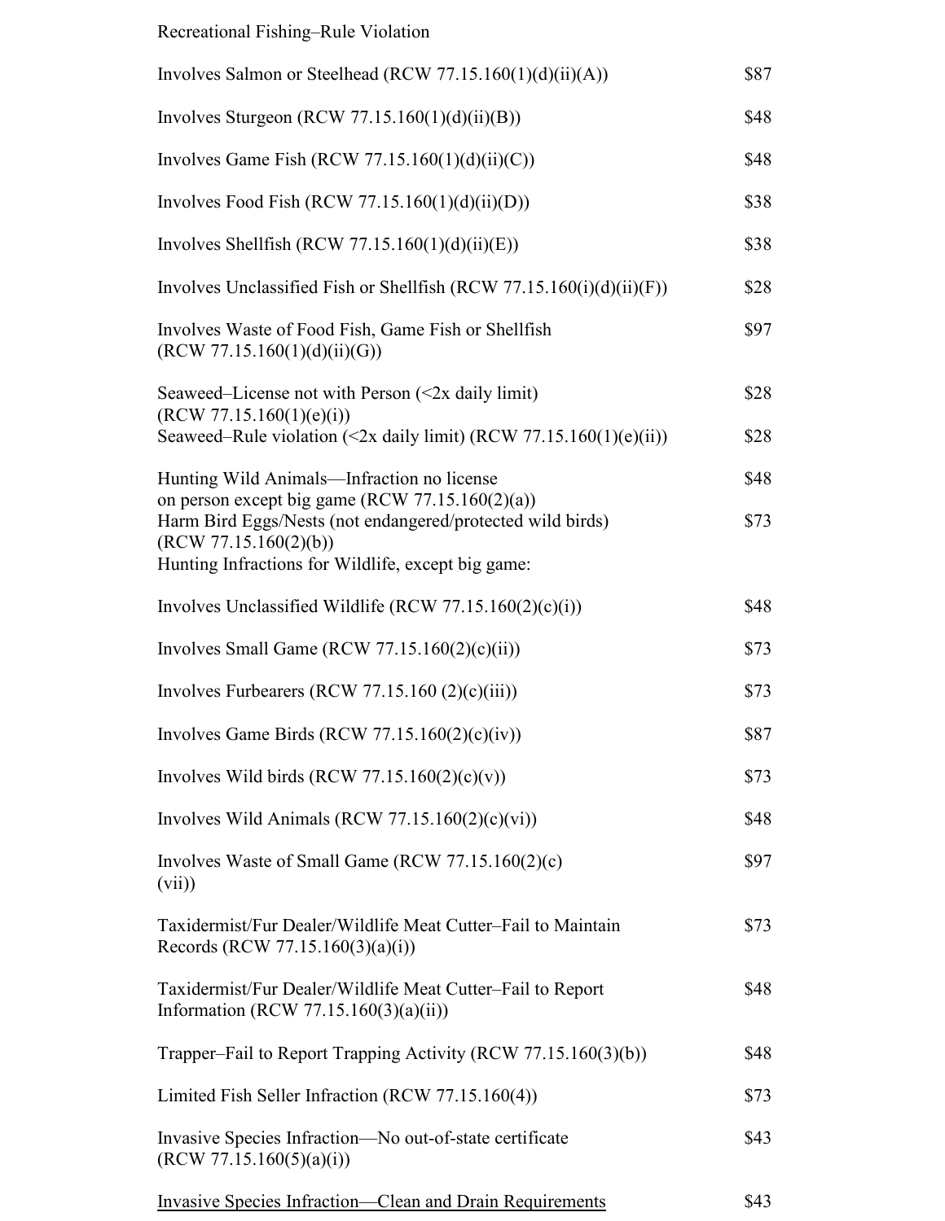Recreational Fishing–Rule Violation

| | |
|---|---|
| Involves Salmon or Steelhead (RCW 77.15.160(1)(d)(ii)(A)) | $87 |
| Involves Sturgeon (RCW 77.15.160(1)(d)(ii)(B)) | $48 |
| Involves Game Fish (RCW 77.15.160(1)(d)(ii)(C)) | $48 |
| Involves Food Fish (RCW 77.15.160(1)(d)(ii)(D)) | $38 |
| Involves Shellfish (RCW 77.15.160(1)(d)(ii)(E)) | $38 |
| Involves Unclassified Fish or Shellfish (RCW 77.15.160(i)(d)(ii)(F)) | $28 |
| Involves Waste of Food Fish, Game Fish or Shellfish (RCW 77.15.160(1)(d)(ii)(G)) | $97 |
| Seaweed–License not with Person (<2x daily limit) (RCW 77.15.160(1)(e)(i)) | $28 |
| Seaweed–Rule violation (<2x daily limit) (RCW 77.15.160(1)(e)(ii)) | $28 |
| Hunting Wild Animals—Infraction no license on person except big game (RCW 77.15.160(2)(a)) | $48 |
| Harm Bird Eggs/Nests (not endangered/protected wild birds) (RCW 77.15.160(2)(b)) | $73 |

Hunting Infractions for Wildlife, except big game:

| | |
|---|---|
| Involves Unclassified Wildlife (RCW 77.15.160(2)(c)(i)) | $48 |
| Involves Small Game (RCW 77.15.160(2)(c)(ii)) | $73 |
| Involves Furbearers (RCW 77.15.160 (2)(c)(iii)) | $73 |
| Involves Game Birds (RCW 77.15.160(2)(c)(iv)) | $87 |
| Involves Wild birds (RCW 77.15.160(2)(c)(v)) | $73 |
| Involves Wild Animals (RCW 77.15.160(2)(c)(vi)) | $48 |
| Involves Waste of Small Game (RCW 77.15.160(2)(c)(vii)) | $97 |
| Taxidermist/Fur Dealer/Wildlife Meat Cutter–Fail to Maintain Records (RCW 77.15.160(3)(a)(i)) | $73 |
| Taxidermist/Fur Dealer/Wildlife Meat Cutter–Fail to Report Information (RCW 77.15.160(3)(a)(ii)) | $48 |
| Trapper–Fail to Report Trapping Activity (RCW 77.15.160(3)(b)) | $48 |
| Limited Fish Seller Infraction (RCW 77.15.160(4)) | $73 |
| Invasive Species Infraction—No out-of-state certificate (RCW 77.15.160(5)(a)(i)) | $43 |
| <u>Invasive Species Infraction—Clean and Drain Requirements</u> | $43 |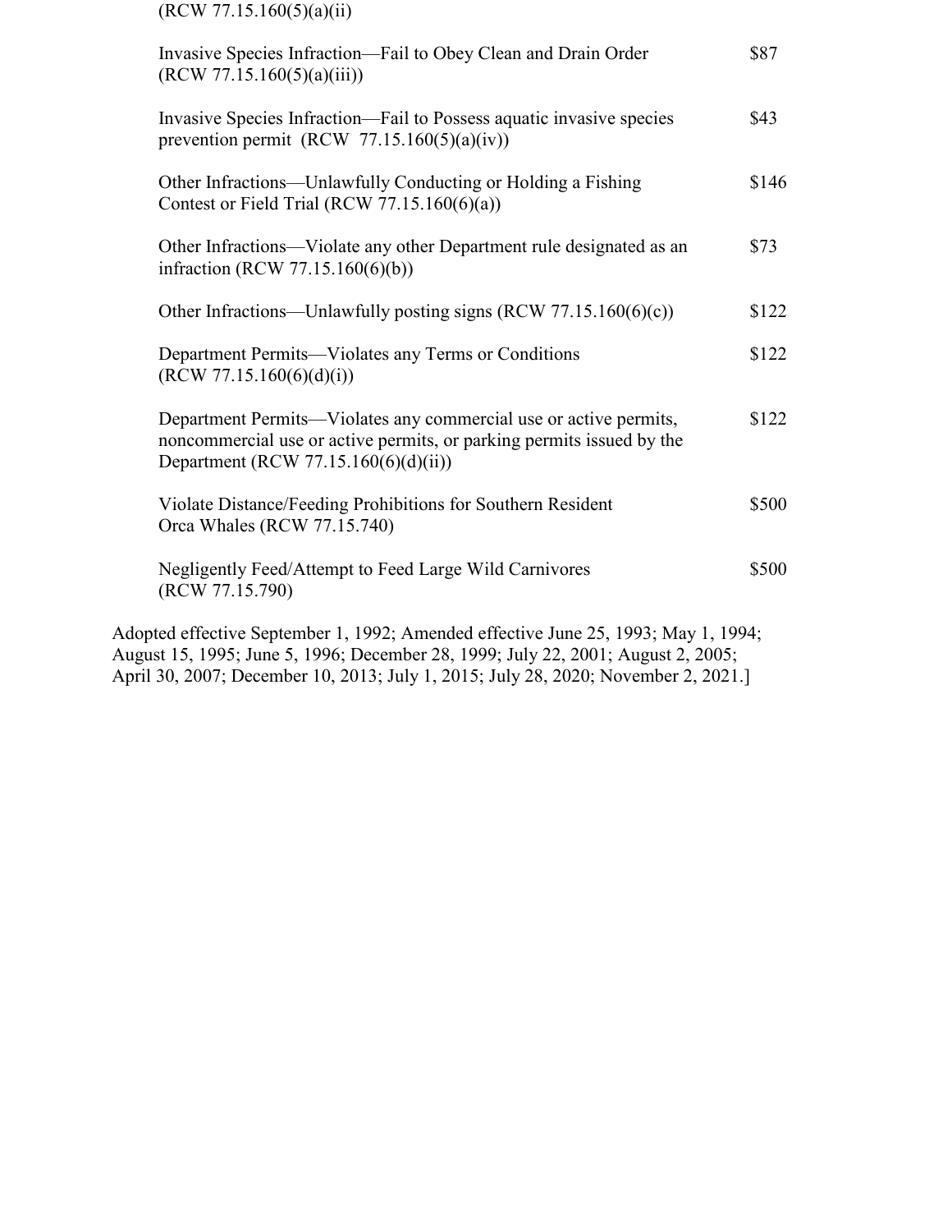(RCW 77.15.160(5)(a)(ii)

| | |
|---|---|
| Invasive Species Infraction—Fail to Obey Clean and Drain Order (RCW 77.15.160(5)(a)(iii)) | $87 |
| Invasive Species Infraction—Fail to Possess aquatic invasive species prevention permit (RCW 77.15.160(5)(a)(iv)) | $43 |
| Other Infractions—Unlawfully Conducting or Holding a Fishing Contest or Field Trial (RCW 77.15.160(6)(a)) | $146 |
| Other Infractions—Violate any other Department rule designated as an infraction (RCW 77.15.160(6)(b)) | $73 |
| Other Infractions—Unlawfully posting signs (RCW 77.15.160(6)(c)) | $122 |
| Department Permits—Violates any Terms or Conditions (RCW 77.15.160(6)(d)(i)) | $122 |
| Department Permits—Violates any commercial use or active permits, noncommercial use or active permits, or parking permits issued by the Department (RCW 77.15.160(6)(d)(ii)) | $122 |
| Violate Distance/Feeding Prohibitions for Southern Resident Orca Whales (RCW 77.15.740) | $500 |
| Negligently Feed/Attempt to Feed Large Wild Carnivores (RCW 77.15.790) | $500 |

Adopted effective September 1, 1992; Amended effective June 25, 1993; May 1, 1994; August 15, 1995; June 5, 1996; December 28, 1999; July 22, 2001; August 2, 2005; April 30, 2007; December 10, 2013; July 1, 2015; July 28, 2020; November 2, 2021.]